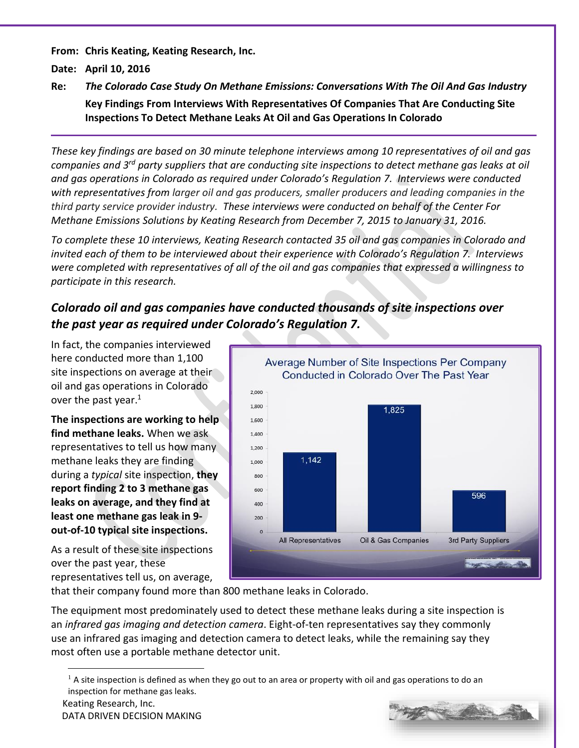**From:** Chris Keating, Keating Research, Inc.

**Date:** April 10, 2016

**Re:** ***The Colorado Case Study On Methane Emissions: Conversations With The Oil And Gas Industry***
**Key Findings From Interviews With Representatives Of Companies That Are Conducting Site Inspections To Detect Methane Leaks At Oil and Gas Operations In Colorado**

---

*These key findings are based on 30 minute telephone interviews among 10 representatives of oil and gas companies and 3rd party suppliers that are conducting site inspections to detect methane gas leaks at oil and gas operations in Colorado as required under Colorado's Regulation 7. Interviews were conducted with representatives from larger oil and gas producers, smaller producers and leading companies in the third party service provider industry. These interviews were conducted on behalf of the Center For Methane Emissions Solutions by Keating Research from December 7, 2015 to January 31, 2016.*

*To complete these 10 interviews, Keating Research contacted 35 oil and gas companies in Colorado and invited each of them to be interviewed about their experience with Colorado's Regulation 7. Interviews were completed with representatives of all of the oil and gas companies that expressed a willingness to participate in this research.*

## *Colorado oil and gas companies have conducted thousands of site inspections over the past year as required under Colorado's Regulation 7.*

In fact, the companies interviewed here conducted more than 1,100 site inspections on average at their oil and gas operations in Colorado over the past year.[1]

**Average Number of Site Inspections Per Company Conducted in Colorado Over The Past Year**

| All Representatives | Oil & Gas Companies | 3rd Party Suppliers |
|---|---|---|
| 1,142 | 1,825 | 596 |

**The inspections are working to help find methane leaks.** When we ask representatives to tell us how many methane leaks they are finding during a *typical* site inspection, **they report finding 2 to 3 methane gas leaks on average, and they find at least one methane gas leak in 9-out-of-10 typical site inspections.**

As a result of these site inspections over the past year, these representatives tell us, on average, that their company found more than 800 methane leaks in Colorado.

The equipment most predominately used to detect these methane leaks during a site inspection is an *infrared gas imaging and detection camera*. Eight-of-ten representatives say they commonly use an infrared gas imaging and detection camera to detect leaks, while the remaining say they most often use a portable methane detector unit.

---

[1] A site inspection is defined as when they go out to an area or property with oil and gas operations to do an inspection for methane gas leaks.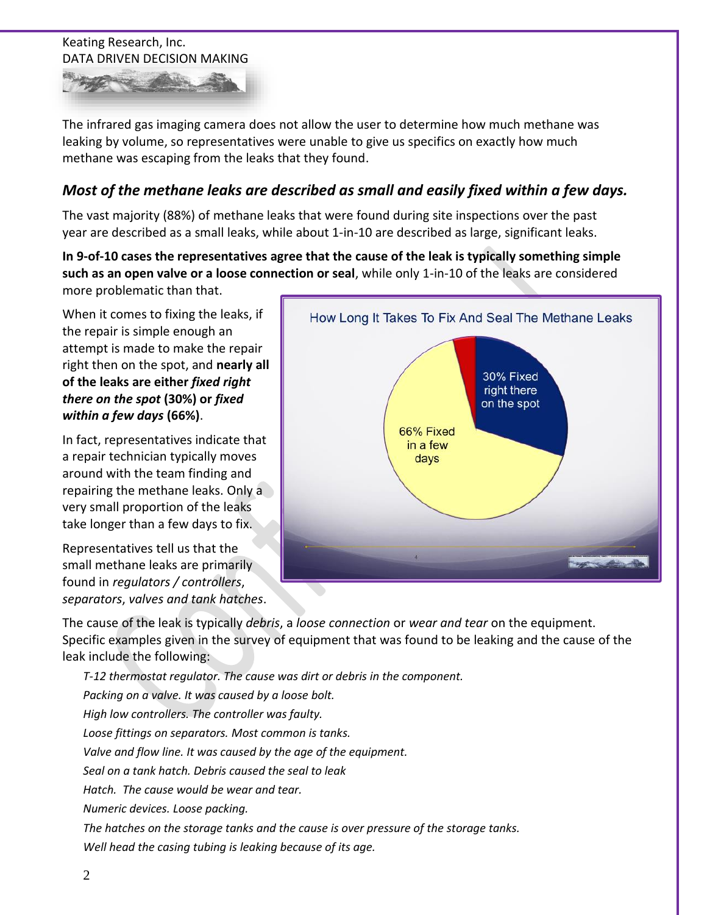The infrared gas imaging camera does not allow the user to determine how much methane was leaking by volume, so representatives were unable to give us specifics on exactly how much methane was escaping from the leaks that they found.

### *Most of the methane leaks are described as small and easily fixed within a few days.*

The vast majority (88%) of methane leaks that were found during site inspections over the past year are described as a small leaks, while about 1-in-10 are described as large, significant leaks.

**In 9-of-10 cases the representatives agree that the cause of the leak is typically something simple such as an open valve or a loose connection or seal**, while only 1-in-10 of the leaks are considered more problematic than that.

When it comes to fixing the leaks, if the repair is simple enough an attempt is made to make the repair right then on the spot, and **nearly all of the leaks are either *fixed right there on the spot* (30%) or *fixed within a few days* (66%)**.

How Long It Takes To Fix And Seal The Methane Leaks

- 30% Fixed right there on the spot
- 66% Fixed in a few days

In fact, representatives indicate that a repair technician typically moves around with the team finding and repairing the methane leaks. Only a very small proportion of the leaks take longer than a few days to fix.

Representatives tell us that the small methane leaks are primarily found in *regulators / controllers*, *separators*, *valves and tank hatches*.

The cause of the leak is typically *debris*, a *loose connection* or *wear and tear* on the equipment. Specific examples given in the survey of equipment that was found to be leaking and the cause of the leak include the following:

*T-12 thermostat regulator. The cause was dirt or debris in the component.*
*Packing on a valve. It was caused by a loose bolt.*
*High low controllers. The controller was faulty.*
*Loose fittings on separators. Most common is tanks.*
*Valve and flow line. It was caused by the age of the equipment.*
*Seal on a tank hatch. Debris caused the seal to leak*
*Hatch. The cause would be wear and tear.*
*Numeric devices. Loose packing.*
*The hatches on the storage tanks and the cause is over pressure of the storage tanks.*
*Well head the casing tubing is leaking because of its age.*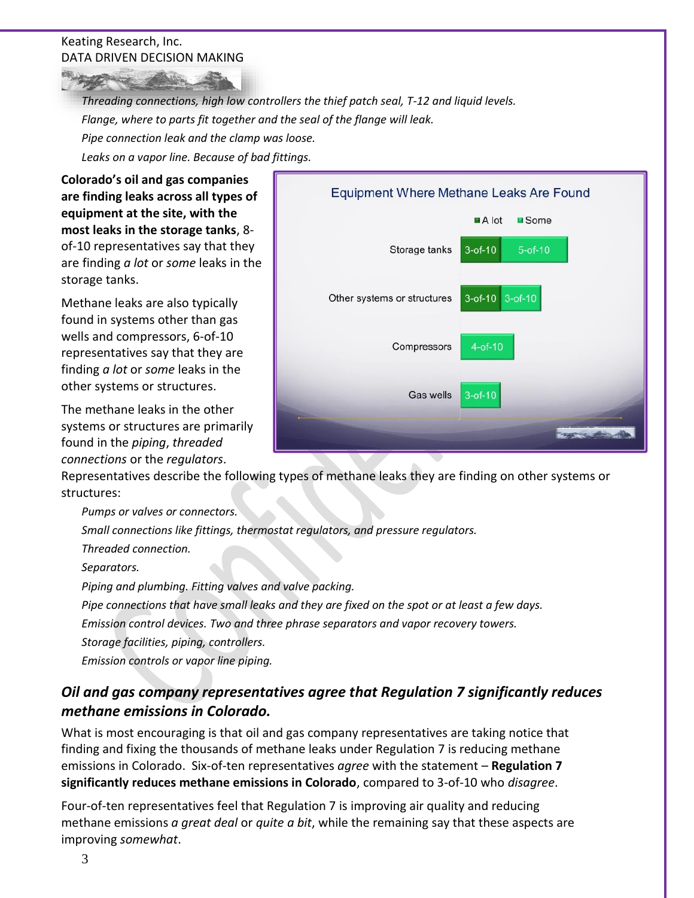*Threading connections, high low controllers the thief patch seal, T-12 and liquid levels.*

*Flange, where to parts fit together and the seal of the flange will leak.*

*Pipe connection leak and the clamp was loose.*

*Leaks on a vapor line. Because of bad fittings.*

**Colorado's oil and gas companies are finding leaks across all types of equipment at the site, with the most leaks in the storage tanks**, 8-of-10 representatives say that they are finding *a lot* or *some* leaks in the storage tanks.

Methane leaks are also typically found in systems other than gas wells and compressors, 6-of-10 representatives say that they are finding *a lot* or *some* leaks in the other systems or structures.

The methane leaks in the other systems or structures are primarily found in the *piping*, *threaded connections* or the *regulators*.

**Equipment Where Methane Leaks Are Found**

| | A lot | Some |
|---|---|---|
| Storage tanks | 3-of-10 | 5-of-10 |
| Other systems or structures | 3-of-10 | 3-of-10 |
| Compressors | | 4-of-10 |
| Gas wells | | 3-of-10 |

Representatives describe the following types of methane leaks they are finding on other systems or structures:

*Pumps or valves or connectors.*

*Small connections like fittings, thermostat regulators, and pressure regulators.*

*Threaded connection.*

*Separators.*

*Piping and plumbing. Fitting valves and valve packing.*

*Pipe connections that have small leaks and they are fixed on the spot or at least a few days.*

*Emission control devices. Two and three phrase separators and vapor recovery towers.*

*Storage facilities, piping, controllers.*

*Emission controls or vapor line piping.*

## *Oil and gas company representatives agree that Regulation 7 significantly reduces methane emissions in Colorado.*

What is most encouraging is that oil and gas company representatives are taking notice that finding and fixing the thousands of methane leaks under Regulation 7 is reducing methane emissions in Colorado. Six-of-ten representatives *agree* with the statement – **Regulation 7 significantly reduces methane emissions in Colorado**, compared to 3-of-10 who *disagree*.

Four-of-ten representatives feel that Regulation 7 is improving air quality and reducing methane emissions *a great deal* or *quite a bit*, while the remaining say that these aspects are improving *somewhat*.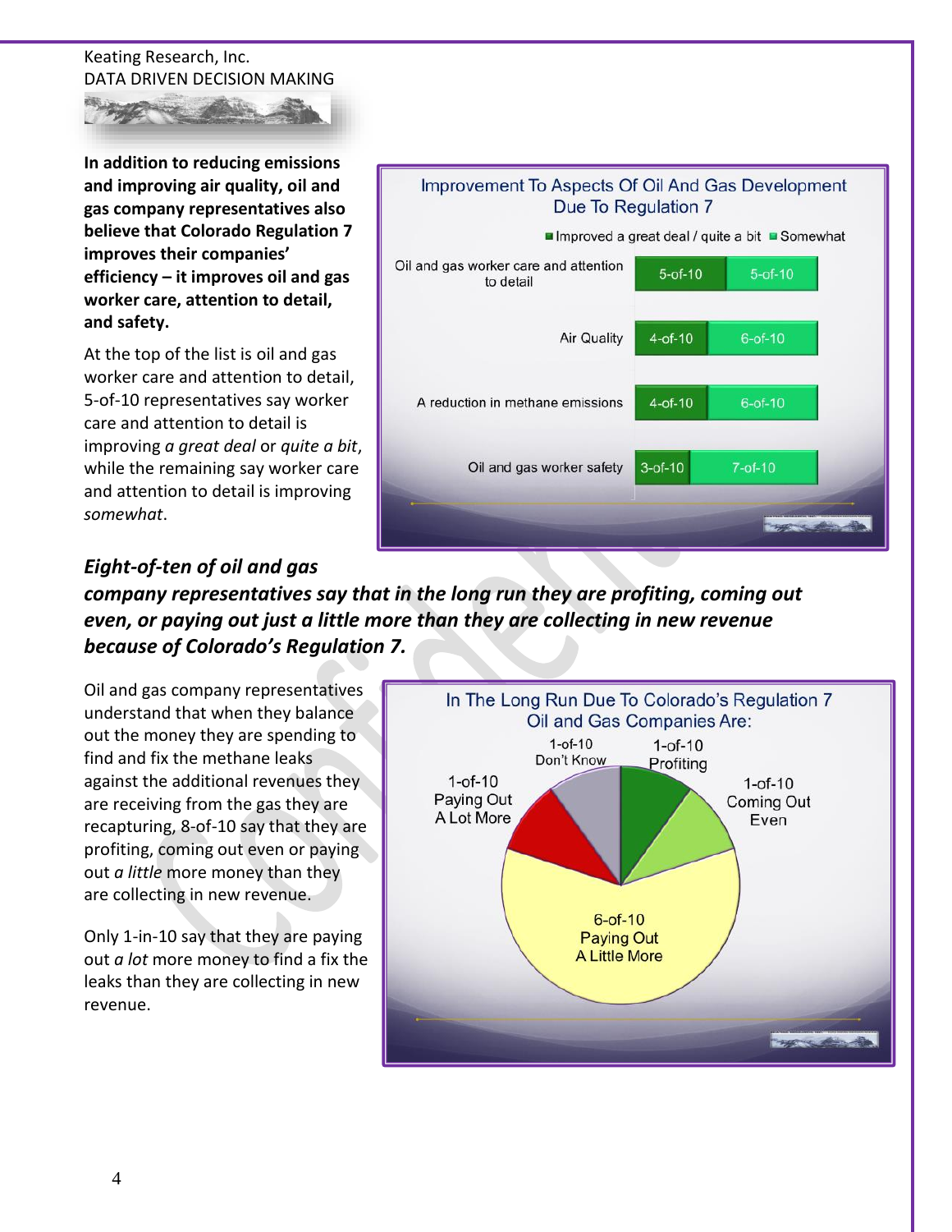Keating Research, Inc.
DATA DRIVEN DECISION MAKING

**In addition to reducing emissions and improving air quality, oil and gas company representatives also believe that Colorado Regulation 7 improves their companies' efficiency – it improves oil and gas worker care, attention to detail, and safety.**

At the top of the list is oil and gas worker care and attention to detail, 5-of-10 representatives say worker care and attention to detail is improving *a great deal* or *quite a bit*, while the remaining say worker care and attention to detail is improving *somewhat*.

**Improvement To Aspects Of Oil And Gas Development Due To Regulation 7**

| | Improved a great deal / quite a bit | Somewhat |
|---|---|---|
| Oil and gas worker care and attention to detail | 5-of-10 | 5-of-10 |
| Air Quality | 4-of-10 | 6-of-10 |
| A reduction in methane emissions | 4-of-10 | 6-of-10 |
| Oil and gas worker safety | 3-of-10 | 7-of-10 |

***Eight-of-ten of oil and gas company representatives say that in the long run they are profiting, coming out even, or paying out just a little more than they are collecting in new revenue because of Colorado's Regulation 7.***

Oil and gas company representatives understand that when they balance out the money they are spending to find and fix the methane leaks against the additional revenues they are receiving from the gas they are recapturing, 8-of-10 say that they are profiting, coming out even or paying out *a little* more money than they are collecting in new revenue.

Only 1-in-10 say that they are paying out *a lot* more money to find a fix the leaks than they are collecting in new revenue.

**In The Long Run Due To Colorado's Regulation 7 Oil and Gas Companies Are:**

| Response | Share |
|---|---|
| Profiting | 1-of-10 |
| Coming Out Even | 1-of-10 |
| Paying Out A Little More | 6-of-10 |
| Paying Out A Lot More | 1-of-10 |
| Don't Know | 1-of-10 |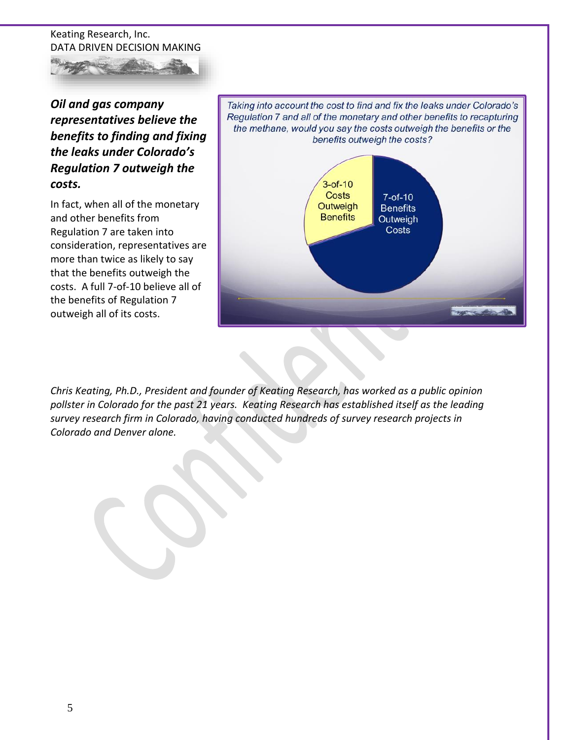Keating Research, Inc.
DATA DRIVEN DECISION MAKING

***Oil and gas company representatives believe the benefits to finding and fixing the leaks under Colorado's Regulation 7 outweigh the costs.***

In fact, when all of the monetary and other benefits from Regulation 7 are taken into consideration, representatives are more than twice as likely to say that the benefits outweigh the costs. A full 7-of-10 believe all of the benefits of Regulation 7 outweigh all of its costs.

*Taking into account the cost to find and fix the leaks under Colorado's Regulation 7 and all of the monetary and other benefits to recapturing the methane, would you say the costs outweigh the benefits or the benefits outweigh the costs?*

3-of-10 Costs Outweigh Benefits

7-of-10 Benefits Outweigh Costs

*Chris Keating, Ph.D., President and founder of Keating Research, has worked as a public opinion pollster in Colorado for the past 21 years. Keating Research has established itself as the leading survey research firm in Colorado, having conducted hundreds of survey research projects in Colorado and Denver alone.*